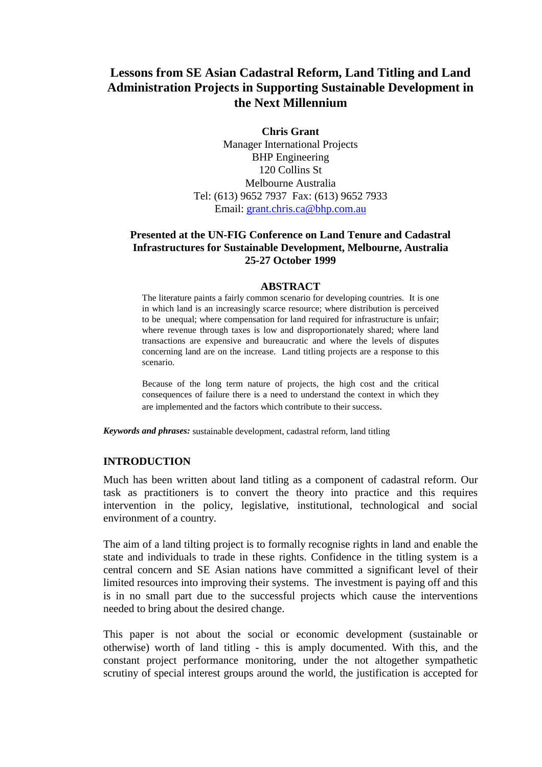# Lessons from SE Asian Cadastral Reform, Land Titling and Land Administration Projects in Supporting Sustainable Development in the Next Millennium

**Chris Grant**
Manager International Projects
BHP Engineering
120 Collins St
Melbourne Australia
Tel: (613) 9652 7937 Fax: (613) 9652 7933
Email: grant.chris.ca@bhp.com.au

**Presented at the UN-FIG Conference on Land Tenure and Cadastral Infrastructures for Sustainable Development, Melbourne, Australia 25-27 October 1999**

## ABSTRACT

The literature paints a fairly common scenario for developing countries. It is one in which land is an increasingly scarce resource; where distribution is perceived to be unequal; where compensation for land required for infrastructure is unfair; where revenue through taxes is low and disproportionately shared; where land transactions are expensive and bureaucratic and where the levels of disputes concerning land are on the increase. Land titling projects are a response to this scenario.

Because of the long term nature of projects, the high cost and the critical consequences of failure there is a need to understand the context in which they are implemented and the factors which contribute to their success.

***Keywords and phrases:*** sustainable development, cadastral reform, land titling

## INTRODUCTION

Much has been written about land titling as a component of cadastral reform. Our task as practitioners is to convert the theory into practice and this requires intervention in the policy, legislative, institutional, technological and social environment of a country.

The aim of a land tilting project is to formally recognise rights in land and enable the state and individuals to trade in these rights. Confidence in the titling system is a central concern and SE Asian nations have committed a significant level of their limited resources into improving their systems. The investment is paying off and this is in no small part due to the successful projects which cause the interventions needed to bring about the desired change.

This paper is not about the social or economic development (sustainable or otherwise) worth of land titling - this is amply documented. With this, and the constant project performance monitoring, under the not altogether sympathetic scrutiny of special interest groups around the world, the justification is accepted for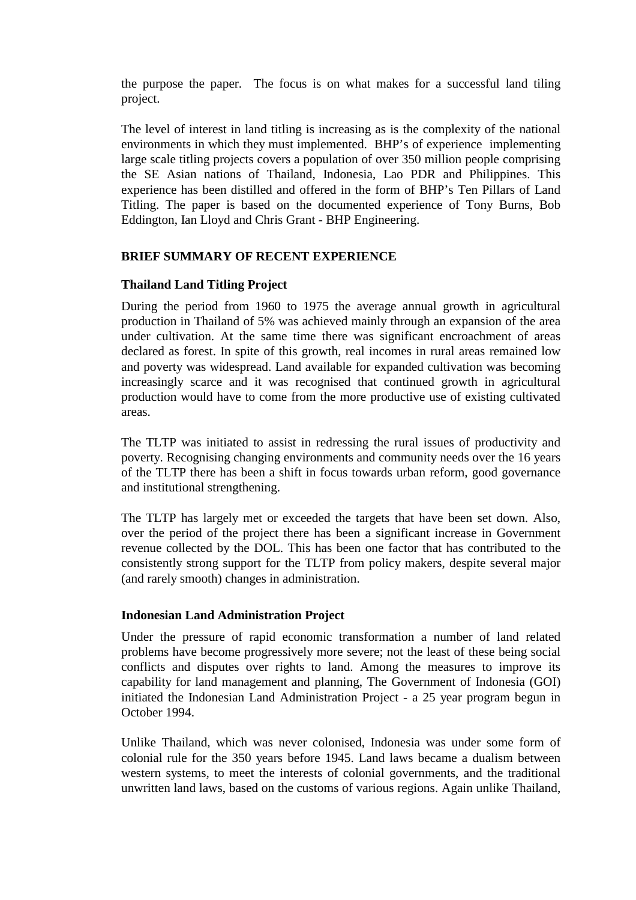the purpose the paper. The focus is on what makes for a successful land tiling project.

The level of interest in land titling is increasing as is the complexity of the national environments in which they must implemented. BHP's of experience implementing large scale titling projects covers a population of over 350 million people comprising the SE Asian nations of Thailand, Indonesia, Lao PDR and Philippines. This experience has been distilled and offered in the form of BHP's Ten Pillars of Land Titling. The paper is based on the documented experience of Tony Burns, Bob Eddington, Ian Lloyd and Chris Grant - BHP Engineering.

## BRIEF SUMMARY OF RECENT EXPERIENCE

### Thailand Land Titling Project

During the period from 1960 to 1975 the average annual growth in agricultural production in Thailand of 5% was achieved mainly through an expansion of the area under cultivation. At the same time there was significant encroachment of areas declared as forest. In spite of this growth, real incomes in rural areas remained low and poverty was widespread. Land available for expanded cultivation was becoming increasingly scarce and it was recognised that continued growth in agricultural production would have to come from the more productive use of existing cultivated areas.

The TLTP was initiated to assist in redressing the rural issues of productivity and poverty. Recognising changing environments and community needs over the 16 years of the TLTP there has been a shift in focus towards urban reform, good governance and institutional strengthening.

The TLTP has largely met or exceeded the targets that have been set down. Also, over the period of the project there has been a significant increase in Government revenue collected by the DOL. This has been one factor that has contributed to the consistently strong support for the TLTP from policy makers, despite several major (and rarely smooth) changes in administration.

### Indonesian Land Administration Project

Under the pressure of rapid economic transformation a number of land related problems have become progressively more severe; not the least of these being social conflicts and disputes over rights to land. Among the measures to improve its capability for land management and planning, The Government of Indonesia (GOI) initiated the Indonesian Land Administration Project - a 25 year program begun in October 1994.

Unlike Thailand, which was never colonised, Indonesia was under some form of colonial rule for the 350 years before 1945. Land laws became a dualism between western systems, to meet the interests of colonial governments, and the traditional unwritten land laws, based on the customs of various regions. Again unlike Thailand,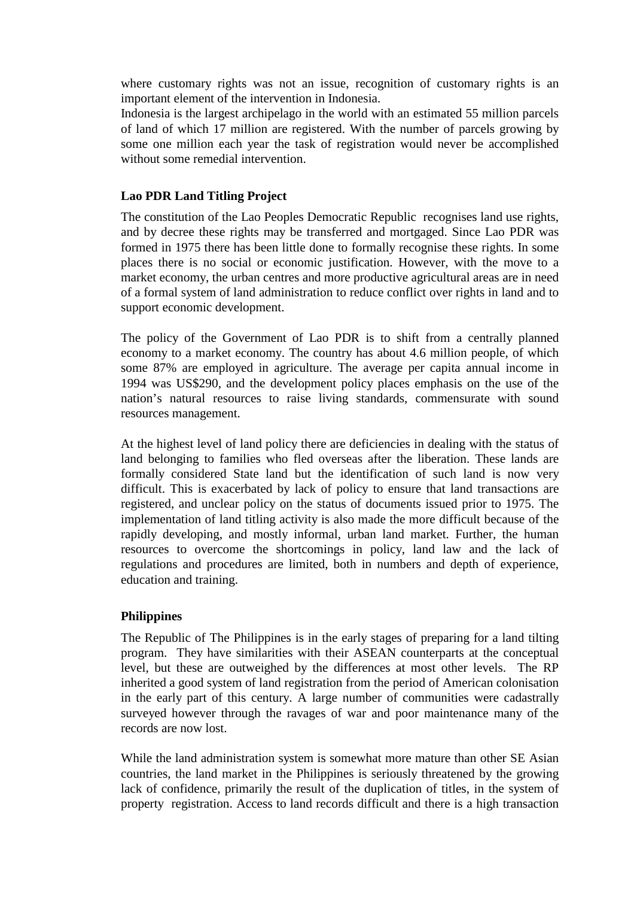where customary rights was not an issue, recognition of customary rights is an important element of the intervention in Indonesia.

Indonesia is the largest archipelago in the world with an estimated 55 million parcels of land of which 17 million are registered. With the number of parcels growing by some one million each year the task of registration would never be accomplished without some remedial intervention.

### Lao PDR Land Titling Project

The constitution of the Lao Peoples Democratic Republic recognises land use rights, and by decree these rights may be transferred and mortgaged. Since Lao PDR was formed in 1975 there has been little done to formally recognise these rights. In some places there is no social or economic justification. However, with the move to a market economy, the urban centres and more productive agricultural areas are in need of a formal system of land administration to reduce conflict over rights in land and to support economic development.

The policy of the Government of Lao PDR is to shift from a centrally planned economy to a market economy. The country has about 4.6 million people, of which some 87% are employed in agriculture. The average per capita annual income in 1994 was US$290, and the development policy places emphasis on the use of the nation's natural resources to raise living standards, commensurate with sound resources management.

At the highest level of land policy there are deficiencies in dealing with the status of land belonging to families who fled overseas after the liberation. These lands are formally considered State land but the identification of such land is now very difficult. This is exacerbated by lack of policy to ensure that land transactions are registered, and unclear policy on the status of documents issued prior to 1975. The implementation of land titling activity is also made the more difficult because of the rapidly developing, and mostly informal, urban land market. Further, the human resources to overcome the shortcomings in policy, land law and the lack of regulations and procedures are limited, both in numbers and depth of experience, education and training.

### Philippines

The Republic of The Philippines is in the early stages of preparing for a land tilting program. They have similarities with their ASEAN counterparts at the conceptual level, but these are outweighed by the differences at most other levels. The RP inherited a good system of land registration from the period of American colonisation in the early part of this century. A large number of communities were cadastrally surveyed however through the ravages of war and poor maintenance many of the records are now lost.

While the land administration system is somewhat more mature than other SE Asian countries, the land market in the Philippines is seriously threatened by the growing lack of confidence, primarily the result of the duplication of titles, in the system of property registration. Access to land records difficult and there is a high transaction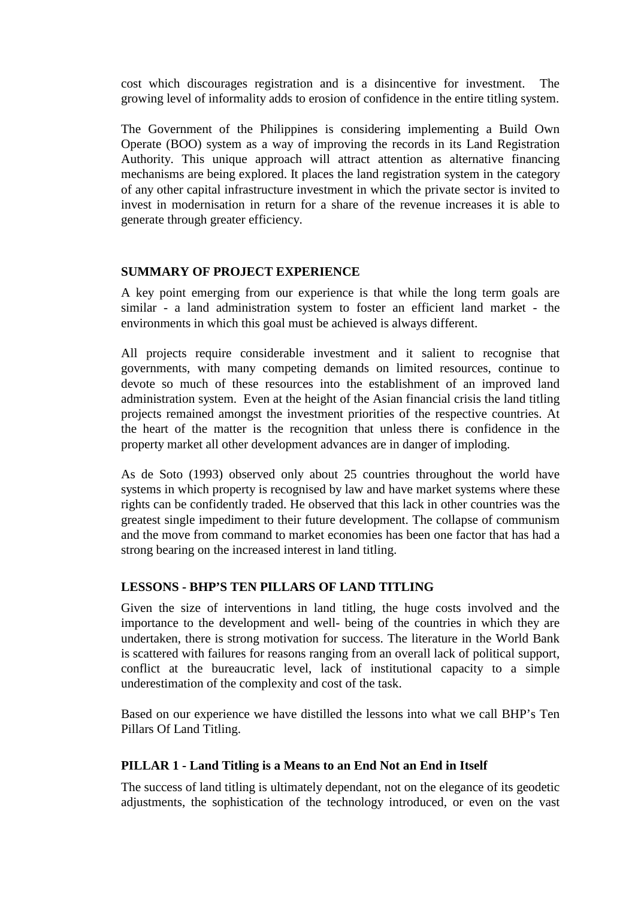cost which discourages registration and is a disincentive for investment. The growing level of informality adds to erosion of confidence in the entire titling system.

The Government of the Philippines is considering implementing a Build Own Operate (BOO) system as a way of improving the records in its Land Registration Authority. This unique approach will attract attention as alternative financing mechanisms are being explored. It places the land registration system in the category of any other capital infrastructure investment in which the private sector is invited to invest in modernisation in return for a share of the revenue increases it is able to generate through greater efficiency.

## SUMMARY OF PROJECT EXPERIENCE

A key point emerging from our experience is that while the long term goals are similar - a land administration system to foster an efficient land market - the environments in which this goal must be achieved is always different.

All projects require considerable investment and it salient to recognise that governments, with many competing demands on limited resources, continue to devote so much of these resources into the establishment of an improved land administration system. Even at the height of the Asian financial crisis the land titling projects remained amongst the investment priorities of the respective countries. At the heart of the matter is the recognition that unless there is confidence in the property market all other development advances are in danger of imploding.

As de Soto (1993) observed only about 25 countries throughout the world have systems in which property is recognised by law and have market systems where these rights can be confidently traded. He observed that this lack in other countries was the greatest single impediment to their future development. The collapse of communism and the move from command to market economies has been one factor that has had a strong bearing on the increased interest in land titling.

## LESSONS - BHP'S TEN PILLARS OF LAND TITLING

Given the size of interventions in land titling, the huge costs involved and the importance to the development and well- being of the countries in which they are undertaken, there is strong motivation for success. The literature in the World Bank is scattered with failures for reasons ranging from an overall lack of political support, conflict at the bureaucratic level, lack of institutional capacity to a simple underestimation of the complexity and cost of the task.

Based on our experience we have distilled the lessons into what we call BHP's Ten Pillars Of Land Titling.

### PILLAR 1 - Land Titling is a Means to an End Not an End in Itself

The success of land titling is ultimately dependant, not on the elegance of its geodetic adjustments, the sophistication of the technology introduced, or even on the vast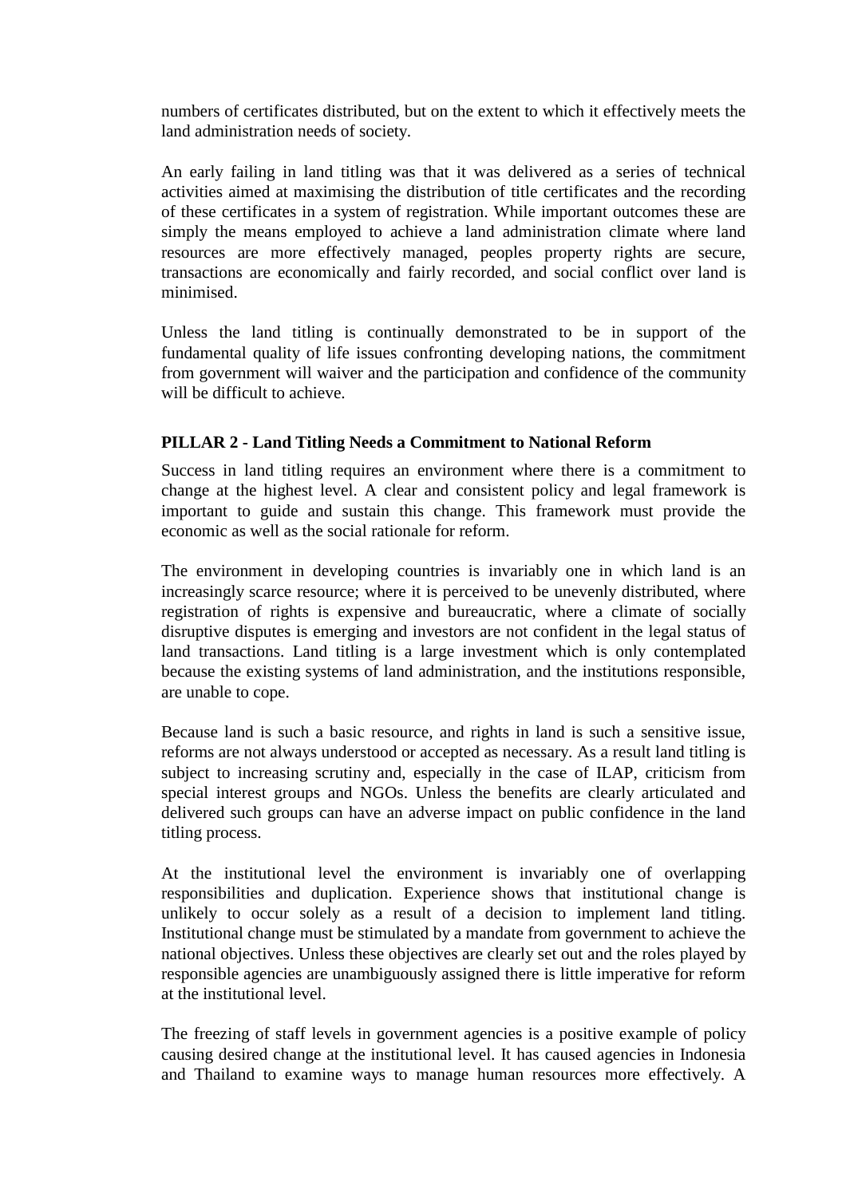numbers of certificates distributed, but on the extent to which it effectively meets the land administration needs of society.

An early failing in land titling was that it was delivered as a series of technical activities aimed at maximising the distribution of title certificates and the recording of these certificates in a system of registration. While important outcomes these are simply the means employed to achieve a land administration climate where land resources are more effectively managed, peoples property rights are secure, transactions are economically and fairly recorded, and social conflict over land is minimised.

Unless the land titling is continually demonstrated to be in support of the fundamental quality of life issues confronting developing nations, the commitment from government will waiver and the participation and confidence of the community will be difficult to achieve.

**PILLAR 2 - Land Titling Needs a Commitment to National Reform**

Success in land titling requires an environment where there is a commitment to change at the highest level. A clear and consistent policy and legal framework is important to guide and sustain this change. This framework must provide the economic as well as the social rationale for reform.

The environment in developing countries is invariably one in which land is an increasingly scarce resource; where it is perceived to be unevenly distributed, where registration of rights is expensive and bureaucratic, where a climate of socially disruptive disputes is emerging and investors are not confident in the legal status of land transactions. Land titling is a large investment which is only contemplated because the existing systems of land administration, and the institutions responsible, are unable to cope.

Because land is such a basic resource, and rights in land is such a sensitive issue, reforms are not always understood or accepted as necessary. As a result land titling is subject to increasing scrutiny and, especially in the case of ILAP, criticism from special interest groups and NGOs. Unless the benefits are clearly articulated and delivered such groups can have an adverse impact on public confidence in the land titling process.

At the institutional level the environment is invariably one of overlapping responsibilities and duplication. Experience shows that institutional change is unlikely to occur solely as a result of a decision to implement land titling. Institutional change must be stimulated by a mandate from government to achieve the national objectives. Unless these objectives are clearly set out and the roles played by responsible agencies are unambiguously assigned there is little imperative for reform at the institutional level.

The freezing of staff levels in government agencies is a positive example of policy causing desired change at the institutional level. It has caused agencies in Indonesia and Thailand to examine ways to manage human resources more effectively. A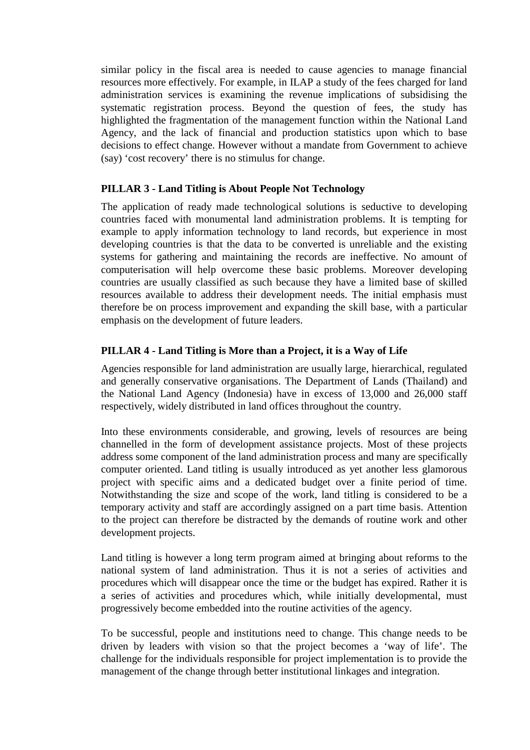similar policy in the fiscal area is needed to cause agencies to manage financial resources more effectively. For example, in ILAP a study of the fees charged for land administration services is examining the revenue implications of subsidising the systematic registration process. Beyond the question of fees, the study has highlighted the fragmentation of the management function within the National Land Agency, and the lack of financial and production statistics upon which to base decisions to effect change. However without a mandate from Government to achieve (say) 'cost recovery' there is no stimulus for change.

**PILLAR 3 - Land Titling is About People Not Technology**

The application of ready made technological solutions is seductive to developing countries faced with monumental land administration problems. It is tempting for example to apply information technology to land records, but experience in most developing countries is that the data to be converted is unreliable and the existing systems for gathering and maintaining the records are ineffective. No amount of computerisation will help overcome these basic problems. Moreover developing countries are usually classified as such because they have a limited base of skilled resources available to address their development needs. The initial emphasis must therefore be on process improvement and expanding the skill base, with a particular emphasis on the development of future leaders.

**PILLAR 4 - Land Titling is More than a Project, it is a Way of Life**

Agencies responsible for land administration are usually large, hierarchical, regulated and generally conservative organisations. The Department of Lands (Thailand) and the National Land Agency (Indonesia) have in excess of 13,000 and 26,000 staff respectively, widely distributed in land offices throughout the country.

Into these environments considerable, and growing, levels of resources are being channelled in the form of development assistance projects. Most of these projects address some component of the land administration process and many are specifically computer oriented. Land titling is usually introduced as yet another less glamorous project with specific aims and a dedicated budget over a finite period of time. Notwithstanding the size and scope of the work, land titling is considered to be a temporary activity and staff are accordingly assigned on a part time basis. Attention to the project can therefore be distracted by the demands of routine work and other development projects.

Land titling is however a long term program aimed at bringing about reforms to the national system of land administration. Thus it is not a series of activities and procedures which will disappear once the time or the budget has expired. Rather it is a series of activities and procedures which, while initially developmental, must progressively become embedded into the routine activities of the agency.

To be successful, people and institutions need to change. This change needs to be driven by leaders with vision so that the project becomes a 'way of life'. The challenge for the individuals responsible for project implementation is to provide the management of the change through better institutional linkages and integration.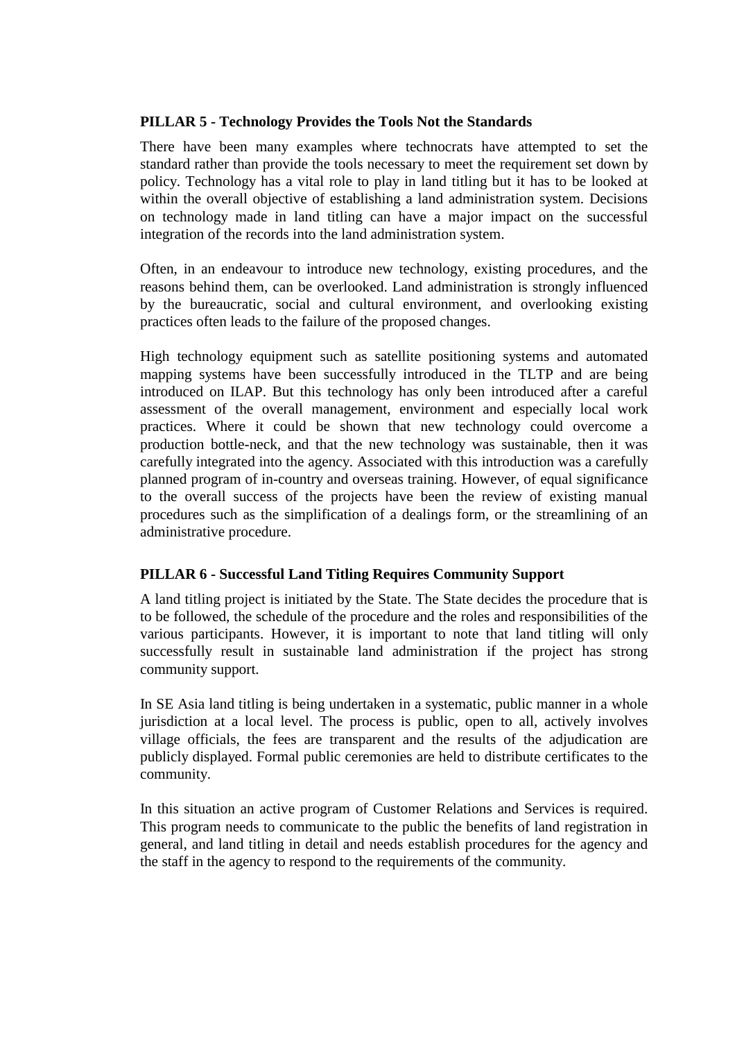**PILLAR 5 - Technology Provides the Tools Not the Standards**

There have been many examples where technocrats have attempted to set the standard rather than provide the tools necessary to meet the requirement set down by policy. Technology has a vital role to play in land titling but it has to be looked at within the overall objective of establishing a land administration system. Decisions on technology made in land titling can have a major impact on the successful integration of the records into the land administration system.

Often, in an endeavour to introduce new technology, existing procedures, and the reasons behind them, can be overlooked. Land administration is strongly influenced by the bureaucratic, social and cultural environment, and overlooking existing practices often leads to the failure of the proposed changes.

High technology equipment such as satellite positioning systems and automated mapping systems have been successfully introduced in the TLTP and are being introduced on ILAP. But this technology has only been introduced after a careful assessment of the overall management, environment and especially local work practices. Where it could be shown that new technology could overcome a production bottle-neck, and that the new technology was sustainable, then it was carefully integrated into the agency. Associated with this introduction was a carefully planned program of in-country and overseas training. However, of equal significance to the overall success of the projects have been the review of existing manual procedures such as the simplification of a dealings form, or the streamlining of an administrative procedure.

**PILLAR 6 - Successful Land Titling Requires Community Support**

A land titling project is initiated by the State. The State decides the procedure that is to be followed, the schedule of the procedure and the roles and responsibilities of the various participants. However, it is important to note that land titling will only successfully result in sustainable land administration if the project has strong community support.

In SE Asia land titling is being undertaken in a systematic, public manner in a whole jurisdiction at a local level. The process is public, open to all, actively involves village officials, the fees are transparent and the results of the adjudication are publicly displayed. Formal public ceremonies are held to distribute certificates to the community.

In this situation an active program of Customer Relations and Services is required. This program needs to communicate to the public the benefits of land registration in general, and land titling in detail and needs establish procedures for the agency and the staff in the agency to respond to the requirements of the community.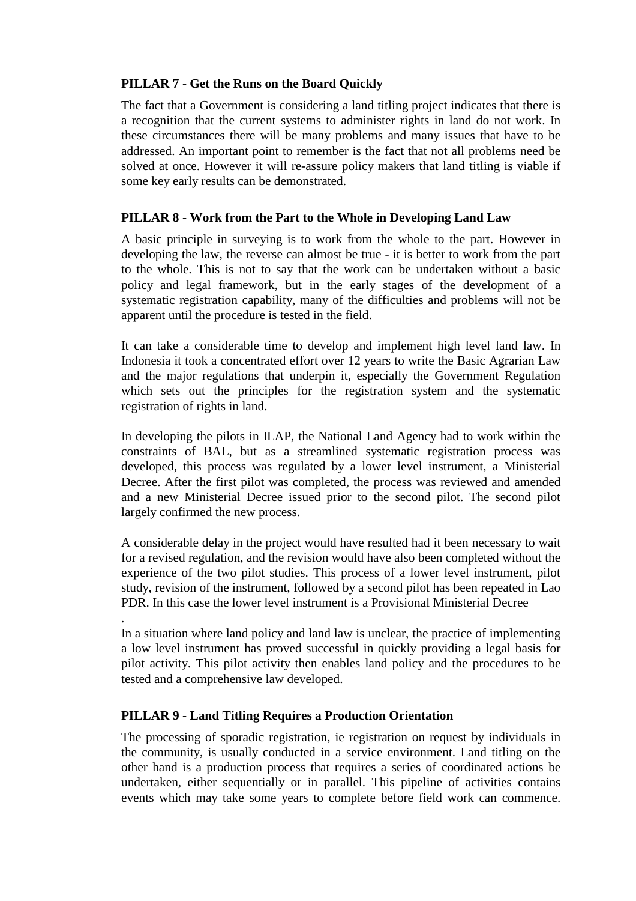**PILLAR 7 - Get the Runs on the Board Quickly**

The fact that a Government is considering a land titling project indicates that there is a recognition that the current systems to administer rights in land do not work. In these circumstances there will be many problems and many issues that have to be addressed. An important point to remember is the fact that not all problems need be solved at once. However it will re-assure policy makers that land titling is viable if some key early results can be demonstrated.

**PILLAR 8 - Work from the Part to the Whole in Developing Land Law**

A basic principle in surveying is to work from the whole to the part. However in developing the law, the reverse can almost be true - it is better to work from the part to the whole. This is not to say that the work can be undertaken without a basic policy and legal framework, but in the early stages of the development of a systematic registration capability, many of the difficulties and problems will not be apparent until the procedure is tested in the field.

It can take a considerable time to develop and implement high level land law. In Indonesia it took a concentrated effort over 12 years to write the Basic Agrarian Law and the major regulations that underpin it, especially the Government Regulation which sets out the principles for the registration system and the systematic registration of rights in land.

In developing the pilots in ILAP, the National Land Agency had to work within the constraints of BAL, but as a streamlined systematic registration process was developed, this process was regulated by a lower level instrument, a Ministerial Decree. After the first pilot was completed, the process was reviewed and amended and a new Ministerial Decree issued prior to the second pilot. The second pilot largely confirmed the new process.

A considerable delay in the project would have resulted had it been necessary to wait for a revised regulation, and the revision would have also been completed without the experience of the two pilot studies. This process of a lower level instrument, pilot study, revision of the instrument, followed by a second pilot has been repeated in Lao PDR. In this case the lower level instrument is a Provisional Ministerial Decree

.

In a situation where land policy and land law is unclear, the practice of implementing a low level instrument has proved successful in quickly providing a legal basis for pilot activity. This pilot activity then enables land policy and the procedures to be tested and a comprehensive law developed.

**PILLAR 9 - Land Titling Requires a Production Orientation**

The processing of sporadic registration, ie registration on request by individuals in the community, is usually conducted in a service environment. Land titling on the other hand is a production process that requires a series of coordinated actions be undertaken, either sequentially or in parallel. This pipeline of activities contains events which may take some years to complete before field work can commence.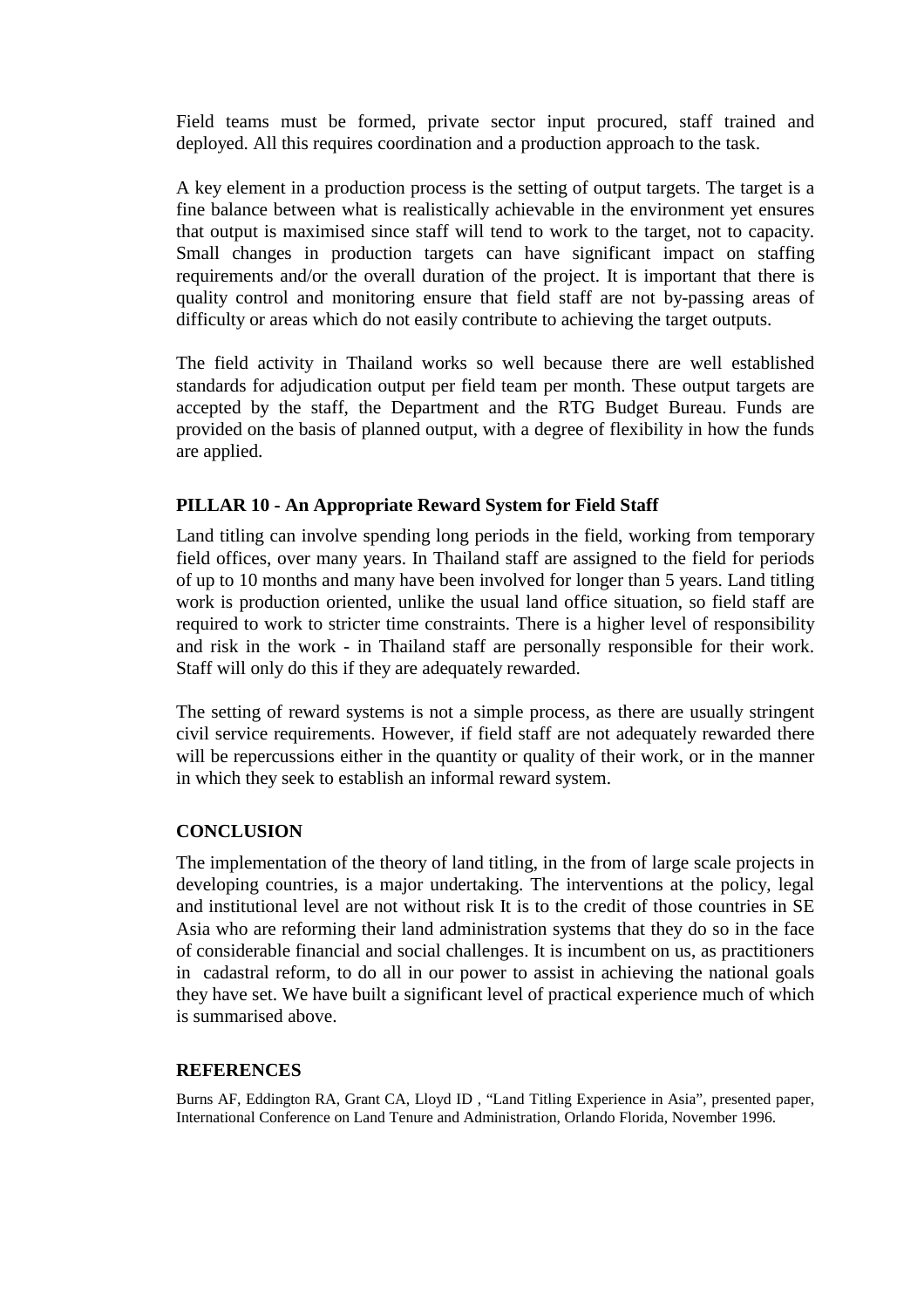Field teams must be formed, private sector input procured, staff trained and deployed. All this requires coordination and a production approach to the task.

A key element in a production process is the setting of output targets. The target is a fine balance between what is realistically achievable in the environment yet ensures that output is maximised since staff will tend to work to the target, not to capacity. Small changes in production targets can have significant impact on staffing requirements and/or the overall duration of the project. It is important that there is quality control and monitoring ensure that field staff are not by-passing areas of difficulty or areas which do not easily contribute to achieving the target outputs.

The field activity in Thailand works so well because there are well established standards for adjudication output per field team per month. These output targets are accepted by the staff, the Department and the RTG Budget Bureau. Funds are provided on the basis of planned output, with a degree of flexibility in how the funds are applied.

### PILLAR 10 - An Appropriate Reward System for Field Staff

Land titling can involve spending long periods in the field, working from temporary field offices, over many years. In Thailand staff are assigned to the field for periods of up to 10 months and many have been involved for longer than 5 years. Land titling work is production oriented, unlike the usual land office situation, so field staff are required to work to stricter time constraints. There is a higher level of responsibility and risk in the work - in Thailand staff are personally responsible for their work. Staff will only do this if they are adequately rewarded.

The setting of reward systems is not a simple process, as there are usually stringent civil service requirements. However, if field staff are not adequately rewarded there will be repercussions either in the quantity or quality of their work, or in the manner in which they seek to establish an informal reward system.

## CONCLUSION

The implementation of the theory of land titling, in the from of large scale projects in developing countries, is a major undertaking. The interventions at the policy, legal and institutional level are not without risk It is to the credit of those countries in SE Asia who are reforming their land administration systems that they do so in the face of considerable financial and social challenges. It is incumbent on us, as practitioners in cadastral reform, to do all in our power to assist in achieving the national goals they have set. We have built a significant level of practical experience much of which is summarised above.

## REFERENCES

Burns AF, Eddington RA, Grant CA, Lloyd ID , "Land Titling Experience in Asia", presented paper, International Conference on Land Tenure and Administration, Orlando Florida, November 1996.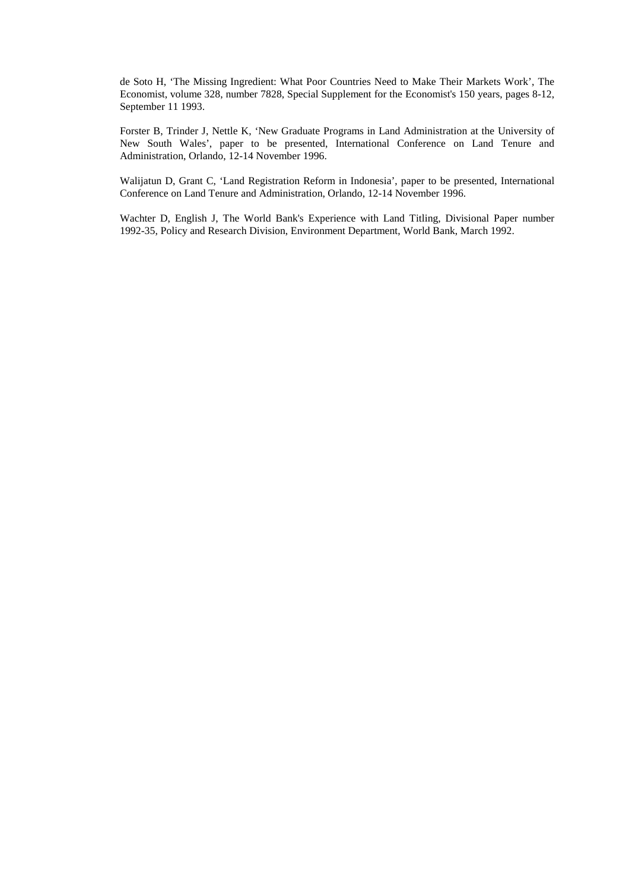de Soto H, 'The Missing Ingredient: What Poor Countries Need to Make Their Markets Work', The Economist, volume 328, number 7828, Special Supplement for the Economist's 150 years, pages 8-12, September 11 1993.

Forster B, Trinder J, Nettle K, 'New Graduate Programs in Land Administration at the University of New South Wales', paper to be presented, International Conference on Land Tenure and Administration, Orlando, 12-14 November 1996.

Walijatun D, Grant C, 'Land Registration Reform in Indonesia', paper to be presented, International Conference on Land Tenure and Administration, Orlando, 12-14 November 1996.

Wachter D, English J, The World Bank's Experience with Land Titling, Divisional Paper number 1992-35, Policy and Research Division, Environment Department, World Bank, March 1992.